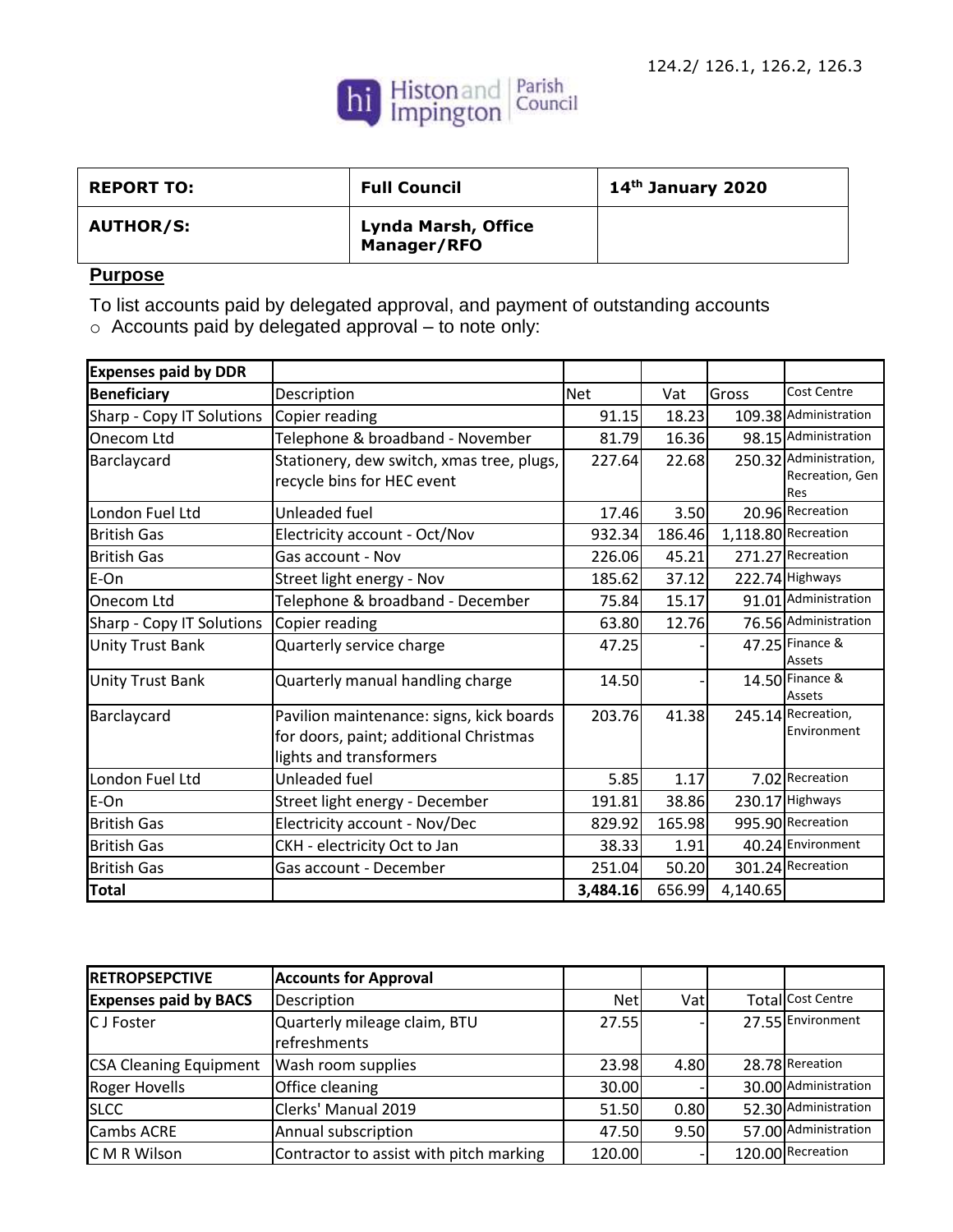124.2/ 126.1, 126.2, 126.3

Histon and Impington Parish Council

| REPORT TO: | Full Council | 14th January 2020 |
|---|---|---|
| AUTHOR/S: | Lynda Marsh, Office Manager/RFO | |

## Purpose

To list accounts paid by delegated approval, and payment of outstanding accounts

- Accounts paid by delegated approval – to note only:

| Expenses paid by DDR | | | | | |
|---|---|---|---|---|---|
| **Beneficiary** | Description | Net | Vat | Gross | Cost Centre |
| Sharp - Copy IT Solutions | Copier reading | 91.15 | 18.23 | 109.38 | Administration |
| Onecom Ltd | Telephone & broadband - November | 81.79 | 16.36 | 98.15 | Administration |
| Barclaycard | Stationery, dew switch, xmas tree, plugs, recycle bins for HEC event | 227.64 | 22.68 | 250.32 | Administration, Recreation, Gen Res |
| London Fuel Ltd | Unleaded fuel | 17.46 | 3.50 | 20.96 | Recreation |
| British Gas | Electricity account - Oct/Nov | 932.34 | 186.46 | 1,118.80 | Recreation |
| British Gas | Gas account - Nov | 226.06 | 45.21 | 271.27 | Recreation |
| E-On | Street light energy - Nov | 185.62 | 37.12 | 222.74 | Highways |
| Onecom Ltd | Telephone & broadband - December | 75.84 | 15.17 | 91.01 | Administration |
| Sharp - Copy IT Solutions | Copier reading | 63.80 | 12.76 | 76.56 | Administration |
| Unity Trust Bank | Quarterly service charge | 47.25 | - | 47.25 | Finance & Assets |
| Unity Trust Bank | Quarterly manual handling charge | 14.50 | - | 14.50 | Finance & Assets |
| Barclaycard | Pavilion maintenance: signs, kick boards for doors, paint; additional Christmas lights and transformers | 203.76 | 41.38 | 245.14 | Recreation, Environment |
| London Fuel Ltd | Unleaded fuel | 5.85 | 1.17 | 7.02 | Recreation |
| E-On | Street light energy - December | 191.81 | 38.86 | 230.17 | Highways |
| British Gas | Electricity account - Nov/Dec | 829.92 | 165.98 | 995.90 | Recreation |
| British Gas | CKH - electricity Oct to Jan | 38.33 | 1.91 | 40.24 | Environment |
| British Gas | Gas account - December | 251.04 | 50.20 | 301.24 | Recreation |
| **Total** | | **3,484.16** | 656.99 | 4,140.65 | |

| RETROPSEPCTIVE | Accounts for Approval | | | | |
|---|---|---|---|---|---|
| **Expenses paid by BACS** | Description | Net | Vat | Total | Cost Centre |
| C J Foster | Quarterly mileage claim, BTU refreshments | 27.55 | - | 27.55 | Environment |
| CSA Cleaning Equipment | Wash room supplies | 23.98 | 4.80 | 28.78 | Rereation |
| Roger Hovells | Office cleaning | 30.00 | - | 30.00 | Administration |
| SLCC | Clerks' Manual 2019 | 51.50 | 0.80 | 52.30 | Administration |
| Cambs ACRE | Annual subscription | 47.50 | 9.50 | 57.00 | Administration |
| C M R Wilson | Contractor to assist with pitch marking | 120.00 | - | 120.00 | Recreation |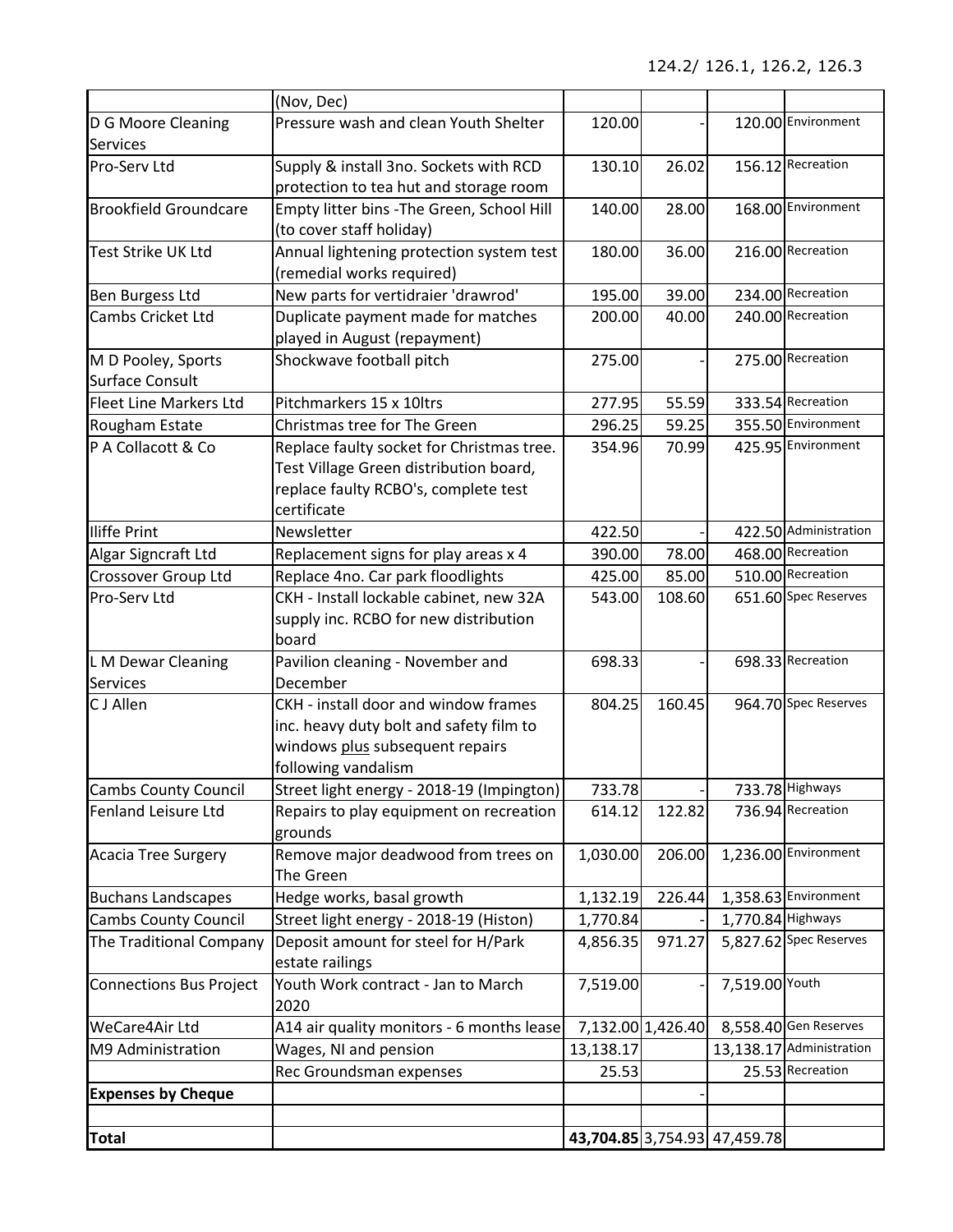124.2/ 126.1, 126.2, 126.3

| | | | | | |
|---|---|---|---|---|---|
| | (Nov, Dec) | | | | |
| D G Moore Cleaning Services | Pressure wash and clean Youth Shelter | 120.00 | - | 120.00 | Environment |
| Pro-Serv Ltd | Supply & install 3no. Sockets with RCD protection to tea hut and storage room | 130.10 | 26.02 | 156.12 | Recreation |
| Brookfield Groundcare | Empty litter bins -The Green, School Hill (to cover staff holiday) | 140.00 | 28.00 | 168.00 | Environment |
| Test Strike UK Ltd | Annual lightening protection system test (remedial works required) | 180.00 | 36.00 | 216.00 | Recreation |
| Ben Burgess Ltd | New parts for vertidraier 'drawrod' | 195.00 | 39.00 | 234.00 | Recreation |
| Cambs Cricket Ltd | Duplicate payment made for matches played in August (repayment) | 200.00 | 40.00 | 240.00 | Recreation |
| M D Pooley, Sports Surface Consult | Shockwave football pitch | 275.00 | - | 275.00 | Recreation |
| Fleet Line Markers Ltd | Pitchmarkers 15 x 10ltrs | 277.95 | 55.59 | 333.54 | Recreation |
| Rougham Estate | Christmas tree for The Green | 296.25 | 59.25 | 355.50 | Environment |
| P A Collacott & Co | Replace faulty socket for Christmas tree. Test Village Green distribution board, replace faulty RCBO's, complete test certificate | 354.96 | 70.99 | 425.95 | Environment |
| Iliffe Print | Newsletter | 422.50 | - | 422.50 | Administration |
| Algar Signcraft Ltd | Replacement signs for play areas x 4 | 390.00 | 78.00 | 468.00 | Recreation |
| Crossover Group Ltd | Replace 4no. Car park floodlights | 425.00 | 85.00 | 510.00 | Recreation |
| Pro-Serv Ltd | CKH - Install lockable cabinet, new 32A supply inc. RCBO for new distribution board | 543.00 | 108.60 | 651.60 | Spec Reserves |
| L M Dewar Cleaning Services | Pavilion cleaning - November and December | 698.33 | - | 698.33 | Recreation |
| C J Allen | CKH - install door and window frames inc. heavy duty bolt and safety film to windows plus subsequent repairs following vandalism | 804.25 | 160.45 | 964.70 | Spec Reserves |
| Cambs County Council | Street light energy - 2018-19 (Impington) | 733.78 | - | 733.78 | Highways |
| Fenland Leisure Ltd | Repairs to play equipment on recreation grounds | 614.12 | 122.82 | 736.94 | Recreation |
| Acacia Tree Surgery | Remove major deadwood from trees on The Green | 1,030.00 | 206.00 | 1,236.00 | Environment |
| Buchans Landscapes | Hedge works, basal growth | 1,132.19 | 226.44 | 1,358.63 | Environment |
| Cambs County Council | Street light energy - 2018-19 (Histon) | 1,770.84 | - | 1,770.84 | Highways |
| The Traditional Company | Deposit amount for steel for H/Park estate railings | 4,856.35 | 971.27 | 5,827.62 | Spec Reserves |
| Connections Bus Project | Youth Work contract - Jan to March 2020 | 7,519.00 | - | 7,519.00 | Youth |
| WeCare4Air Ltd | A14 air quality monitors - 6 months lease | 7,132.00 | 1,426.40 | 8,558.40 | Gen Reserves |
| M9 Administration | Wages, NI and pension | 13,138.17 | | 13,138.17 | Administration |
| | Rec Groundsman expenses | 25.53 | | 25.53 | Recreation |
| **Expenses by Cheque** | | | - | | |
| | | | | | |
| **Total** | | **43,704.85** | 3,754.93 | 47,459.78 | |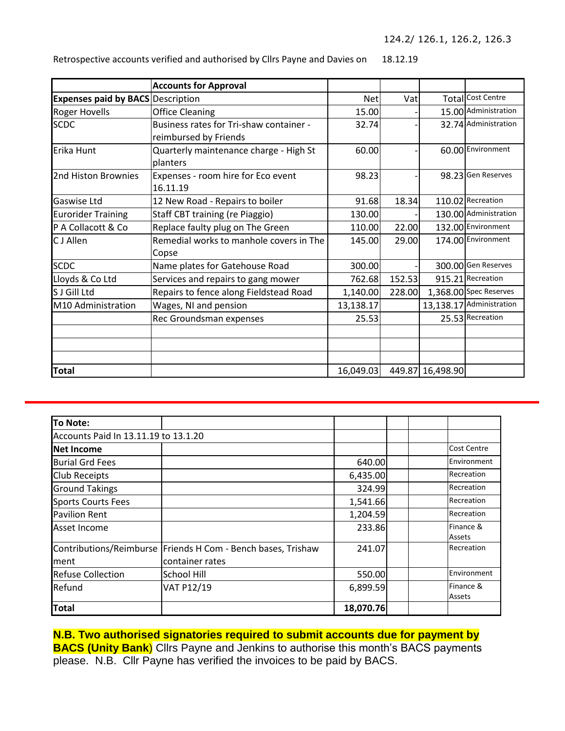124.2/ 126.1, 126.2, 126.3

Retrospective accounts verified and authorised by Cllrs Payne and Davies on 18.12.19

| | **Accounts for Approval** | | | | |
|---|---|---|---|---|---|
| **Expenses paid by BACS** | Description | Net | Vat | Total | Cost Centre |
| Roger Hovells | Office Cleaning | 15.00 | - | 15.00 | Administration |
| SCDC | Business rates for Tri-shaw container - reimbursed by Friends | 32.74 | - | 32.74 | Administration |
| Erika Hunt | Quarterly maintenance charge - High St planters | 60.00 | - | 60.00 | Environment |
| 2nd Histon Brownies | Expenses - room hire for Eco event 16.11.19 | 98.23 | - | 98.23 | Gen Reserves |
| Gaswise Ltd | 12 New Road - Repairs to boiler | 91.68 | 18.34 | 110.02 | Recreation |
| Eurorider Training | Staff CBT training (re Piaggio) | 130.00 | - | 130.00 | Administration |
| P A Collacott & Co | Replace faulty plug on The Green | 110.00 | 22.00 | 132.00 | Environment |
| C J Allen | Remedial works to manhole covers in The Copse | 145.00 | 29.00 | 174.00 | Environment |
| SCDC | Name plates for Gatehouse Road | 300.00 | - | 300.00 | Gen Reserves |
| Lloyds & Co Ltd | Services and repairs to gang mower | 762.68 | 152.53 | 915.21 | Recreation |
| S J Gill Ltd | Repairs to fence along Fieldstead Road | 1,140.00 | 228.00 | 1,368.00 | Spec Reserves |
| M10 Administration | Wages, NI and pension | 13,138.17 | | 13,138.17 | Administration |
| | Rec Groundsman expenses | 25.53 | | 25.53 | Recreation |
| | | | | | |
| | | | | | |
| | | | | | |
| **Total** | | 16,049.03 | 449.87 | 16,498.90 | |

---

| **To Note:** | | | | | |
|---|---|---|---|---|---|
| Accounts Paid In 13.11.19 to 13.1.20 | | | | | |
| **Net Income** | | | | | Cost Centre |
| Burial Grd Fees | | 640.00 | | | Environment |
| Club Receipts | | 6,435.00 | | | Recreation |
| Ground Takings | | 324.99 | | | Recreation |
| Sports Courts Fees | | 1,541.66 | | | Recreation |
| Pavilion Rent | | 1,204.59 | | | Recreation |
| Asset Income | | 233.86 | | | Finance & Assets |
| Contributions/Reimbursement | Friends H Com - Bench bases, Trishaw container rates | 241.07 | | | Recreation |
| Refuse Collection | School Hill | 550.00 | | | Environment |
| Refund | VAT P12/19 | 6,899.59 | | | Finance & Assets |
| **Total** | | **18,070.76** | | | |

**N.B. Two authorised signatories required to submit accounts due for payment by BACS (Unity Bank**) Cllrs Payne and Jenkins to authorise this month's BACS payments please. N.B. Cllr Payne has verified the invoices to be paid by BACS.